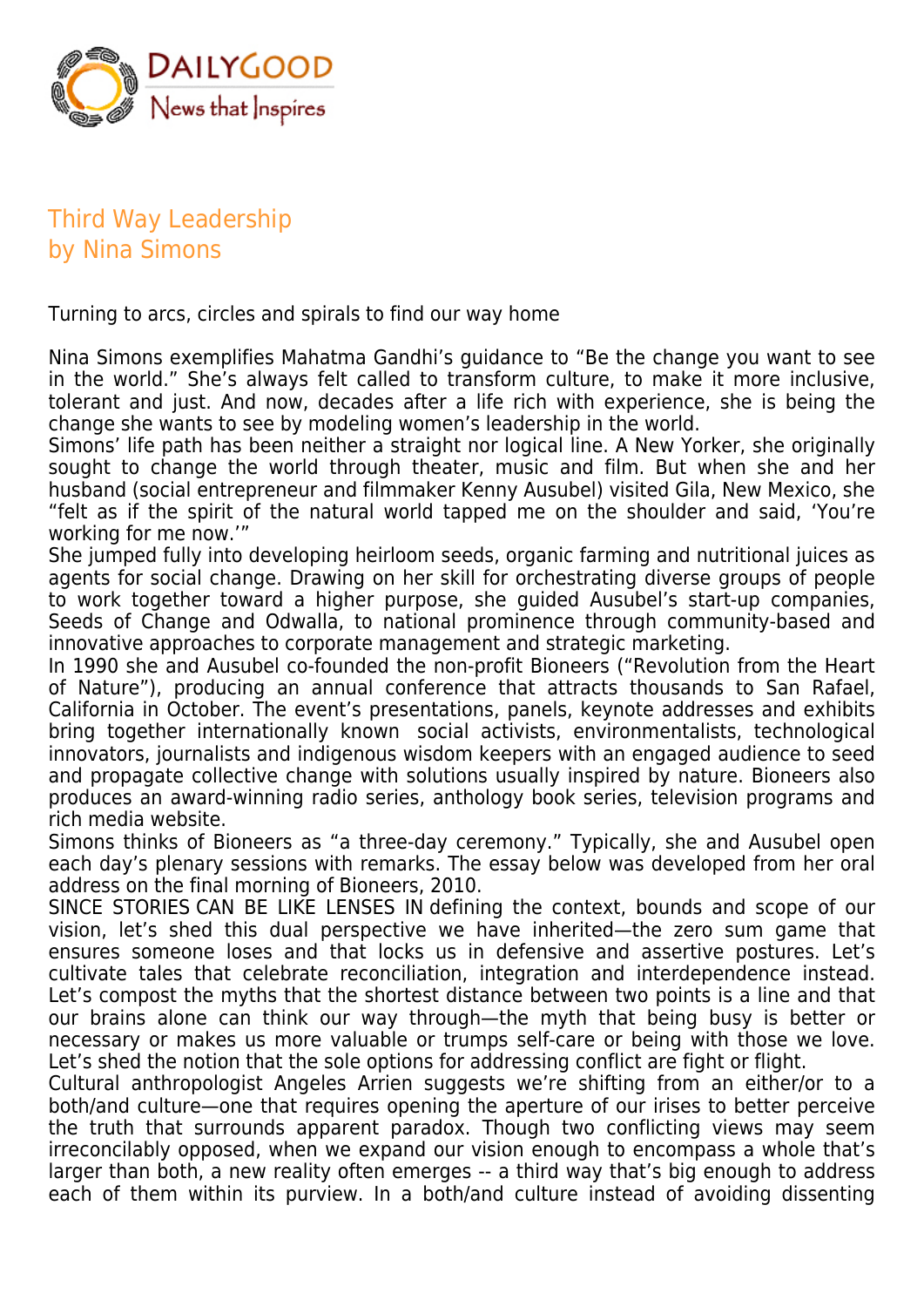# Third Way Leadership
## by Nina Simons

Turning to arcs, circles and spirals to find our way home

Nina Simons exemplifies Mahatma Gandhi's guidance to "Be the change you want to see in the world." She's always felt called to transform culture, to make it more inclusive, tolerant and just. And now, decades after a life rich with experience, she is being the change she wants to see by modeling women's leadership in the world.

Simons' life path has been neither a straight nor logical line. A New Yorker, she originally sought to change the world through theater, music and film. But when she and her husband (social entrepreneur and filmmaker Kenny Ausubel) visited Gila, New Mexico, she "felt as if the spirit of the natural world tapped me on the shoulder and said, 'You're working for me now.'"

She jumped fully into developing heirloom seeds, organic farming and nutritional juices as agents for social change. Drawing on her skill for orchestrating diverse groups of people to work together toward a higher purpose, she guided Ausubel's start-up companies, Seeds of Change and Odwalla, to national prominence through community-based and innovative approaches to corporate management and strategic marketing.

In 1990 she and Ausubel co-founded the non-profit Bioneers ("Revolution from the Heart of Nature"), producing an annual conference that attracts thousands to San Rafael, California in October. The event's presentations, panels, keynote addresses and exhibits bring together internationally known social activists, environmentalists, technological innovators, journalists and indigenous wisdom keepers with an engaged audience to seed and propagate collective change with solutions usually inspired by nature. Bioneers also produces an award-winning radio series, anthology book series, television programs and rich media website.

Simons thinks of Bioneers as "a three-day ceremony." Typically, she and Ausubel open each day's plenary sessions with remarks. The essay below was developed from her oral address on the final morning of Bioneers, 2010.

SINCE STORIES CAN BE LIKE LENSES IN defining the context, bounds and scope of our vision, let's shed this dual perspective we have inherited—the zero sum game that ensures someone loses and that locks us in defensive and assertive postures. Let's cultivate tales that celebrate reconciliation, integration and interdependence instead. Let's compost the myths that the shortest distance between two points is a line and that our brains alone can think our way through—the myth that being busy is better or necessary or makes us more valuable or trumps self-care or being with those we love. Let's shed the notion that the sole options for addressing conflict are fight or flight.

Cultural anthropologist Angeles Arrien suggests we're shifting from an either/or to a both/and culture—one that requires opening the aperture of our irises to better perceive the truth that surrounds apparent paradox. Though two conflicting views may seem irreconcilably opposed, when we expand our vision enough to encompass a whole that's larger than both, a new reality often emerges -- a third way that's big enough to address each of them within its purview. In a both/and culture instead of avoiding dissenting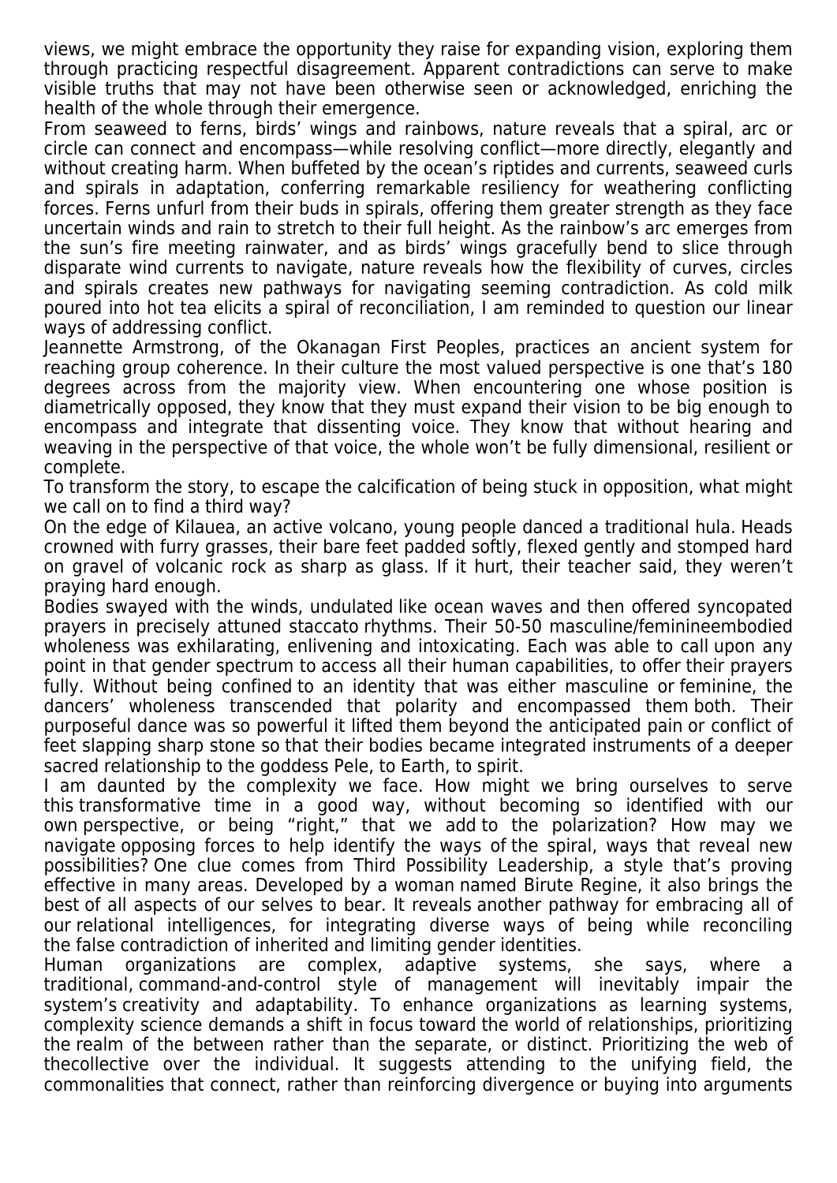views, we might embrace the opportunity they raise for expanding vision, exploring them through practicing respectful disagreement. Apparent contradictions can serve to make visible truths that may not have been otherwise seen or acknowledged, enriching the health of the whole through their emergence.

From seaweed to ferns, birds' wings and rainbows, nature reveals that a spiral, arc or circle can connect and encompass—while resolving conflict—more directly, elegantly and without creating harm. When buffeted by the ocean's riptides and currents, seaweed curls and spirals in adaptation, conferring remarkable resiliency for weathering conflicting forces. Ferns unfurl from their buds in spirals, offering them greater strength as they face uncertain winds and rain to stretch to their full height. As the rainbow's arc emerges from the sun's fire meeting rainwater, and as birds' wings gracefully bend to slice through disparate wind currents to navigate, nature reveals how the flexibility of curves, circles and spirals creates new pathways for navigating seeming contradiction. As cold milk poured into hot tea elicits a spiral of reconciliation, I am reminded to question our linear ways of addressing conflict.

Jeannette Armstrong, of the Okanagan First Peoples, practices an ancient system for reaching group coherence. In their culture the most valued perspective is one that's 180 degrees across from the majority view. When encountering one whose position is diametrically opposed, they know that they must expand their vision to be big enough to encompass and integrate that dissenting voice. They know that without hearing and weaving in the perspective of that voice, the whole won't be fully dimensional, resilient or complete.

To transform the story, to escape the calcification of being stuck in opposition, what might we call on to find a third way?

On the edge of Kilauea, an active volcano, young people danced a traditional hula. Heads crowned with furry grasses, their bare feet padded softly, flexed gently and stomped hard on gravel of volcanic rock as sharp as glass. If it hurt, their teacher said, they weren't praying hard enough.

Bodies swayed with the winds, undulated like ocean waves and then offered syncopated prayers in precisely attuned staccato rhythms. Their 50-50 masculine/feminineembodied wholeness was exhilarating, enlivening and intoxicating. Each was able to call upon any point in that gender spectrum to access all their human capabilities, to offer their prayers fully. Without being confined to an identity that was either masculine or feminine, the dancers' wholeness transcended that polarity and encompassed them both. Their purposeful dance was so powerful it lifted them beyond the anticipated pain or conflict of feet slapping sharp stone so that their bodies became integrated instruments of a deeper sacred relationship to the goddess Pele, to Earth, to spirit.

I am daunted by the complexity we face. How might we bring ourselves to serve this transformative time in a good way, without becoming so identified with our own perspective, or being "right," that we add to the polarization? How may we navigate opposing forces to help identify the ways of the spiral, ways that reveal new possibilities? One clue comes from Third Possibility Leadership, a style that's proving effective in many areas. Developed by a woman named Birute Regine, it also brings the best of all aspects of our selves to bear. It reveals another pathway for embracing all of our relational intelligences, for integrating diverse ways of being while reconciling the false contradiction of inherited and limiting gender identities.

Human organizations are complex, adaptive systems, she says, where a traditional, command-and-control style of management will inevitably impair the system's creativity and adaptability. To enhance organizations as learning systems, complexity science demands a shift in focus toward the world of relationships, prioritizing the realm of the between rather than the separate, or distinct. Prioritizing the web of thecollective over the individual. It suggests attending to the unifying field, the commonalities that connect, rather than reinforcing divergence or buying into arguments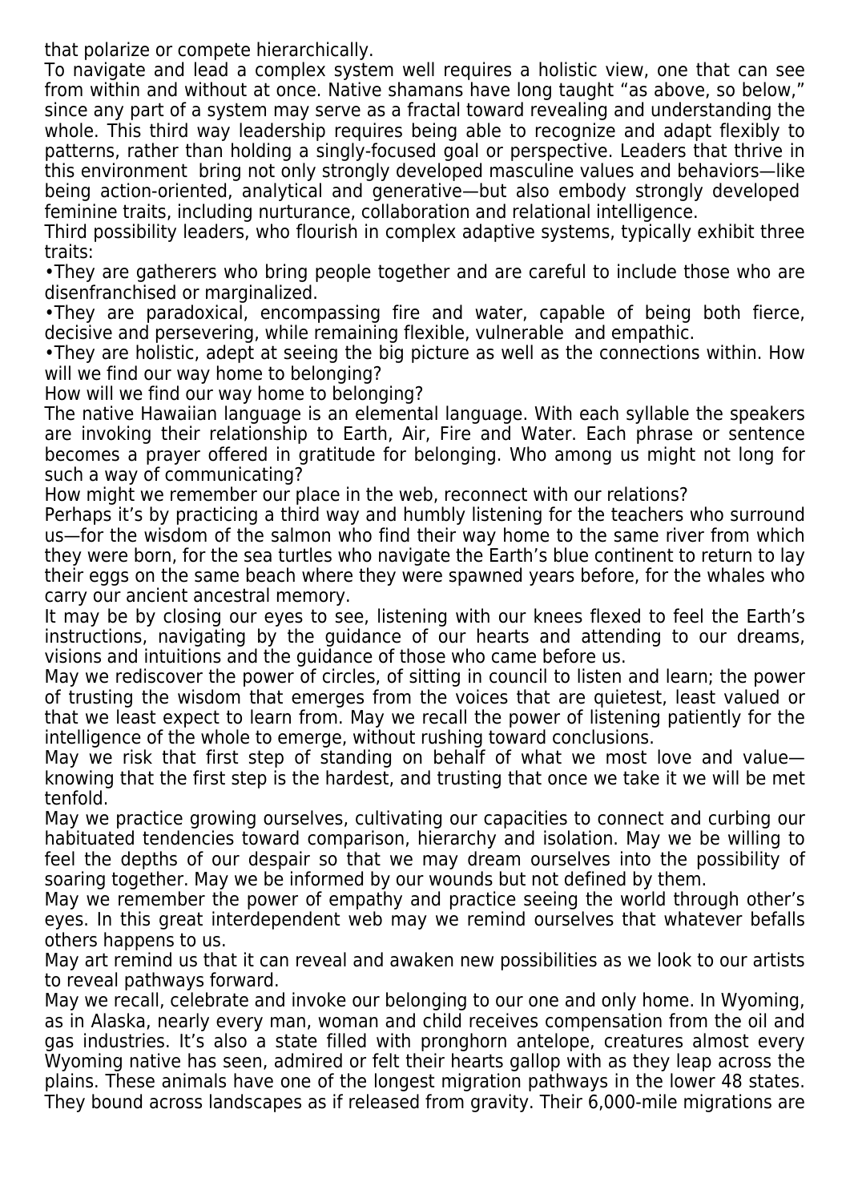that polarize or compete hierarchically.

To navigate and lead a complex system well requires a holistic view, one that can see from within and without at once. Native shamans have long taught "as above, so below," since any part of a system may serve as a fractal toward revealing and understanding the whole. This third way leadership requires being able to recognize and adapt flexibly to patterns, rather than holding a singly-focused goal or perspective. Leaders that thrive in this environment bring not only strongly developed masculine values and behaviors—like being action-oriented, analytical and generative—but also embody strongly developed feminine traits, including nurturance, collaboration and relational intelligence.

Third possibility leaders, who flourish in complex adaptive systems, typically exhibit three traits:

- They are gatherers who bring people together and are careful to include those who are disenfranchised or marginalized.
- They are paradoxical, encompassing fire and water, capable of being both fierce, decisive and persevering, while remaining flexible, vulnerable and empathic.
- They are holistic, adept at seeing the big picture as well as the connections within. How will we find our way home to belonging?

How will we find our way home to belonging?

The native Hawaiian language is an elemental language. With each syllable the speakers are invoking their relationship to Earth, Air, Fire and Water. Each phrase or sentence becomes a prayer offered in gratitude for belonging. Who among us might not long for such a way of communicating?

How might we remember our place in the web, reconnect with our relations?

Perhaps it's by practicing a third way and humbly listening for the teachers who surround us—for the wisdom of the salmon who find their way home to the same river from which they were born, for the sea turtles who navigate the Earth's blue continent to return to lay their eggs on the same beach where they were spawned years before, for the whales who carry our ancient ancestral memory.

It may be by closing our eyes to see, listening with our knees flexed to feel the Earth's instructions, navigating by the guidance of our hearts and attending to our dreams, visions and intuitions and the guidance of those who came before us.

May we rediscover the power of circles, of sitting in council to listen and learn; the power of trusting the wisdom that emerges from the voices that are quietest, least valued or that we least expect to learn from. May we recall the power of listening patiently for the intelligence of the whole to emerge, without rushing toward conclusions.

May we risk that first step of standing on behalf of what we most love and value—knowing that the first step is the hardest, and trusting that once we take it we will be met tenfold.

May we practice growing ourselves, cultivating our capacities to connect and curbing our habituated tendencies toward comparison, hierarchy and isolation. May we be willing to feel the depths of our despair so that we may dream ourselves into the possibility of soaring together. May we be informed by our wounds but not defined by them.

May we remember the power of empathy and practice seeing the world through other's eyes. In this great interdependent web may we remind ourselves that whatever befalls others happens to us.

May art remind us that it can reveal and awaken new possibilities as we look to our artists to reveal pathways forward.

May we recall, celebrate and invoke our belonging to our one and only home. In Wyoming, as in Alaska, nearly every man, woman and child receives compensation from the oil and gas industries. It's also a state filled with pronghorn antelope, creatures almost every Wyoming native has seen, admired or felt their hearts gallop with as they leap across the plains. These animals have one of the longest migration pathways in the lower 48 states. They bound across landscapes as if released from gravity. Their 6,000-mile migrations are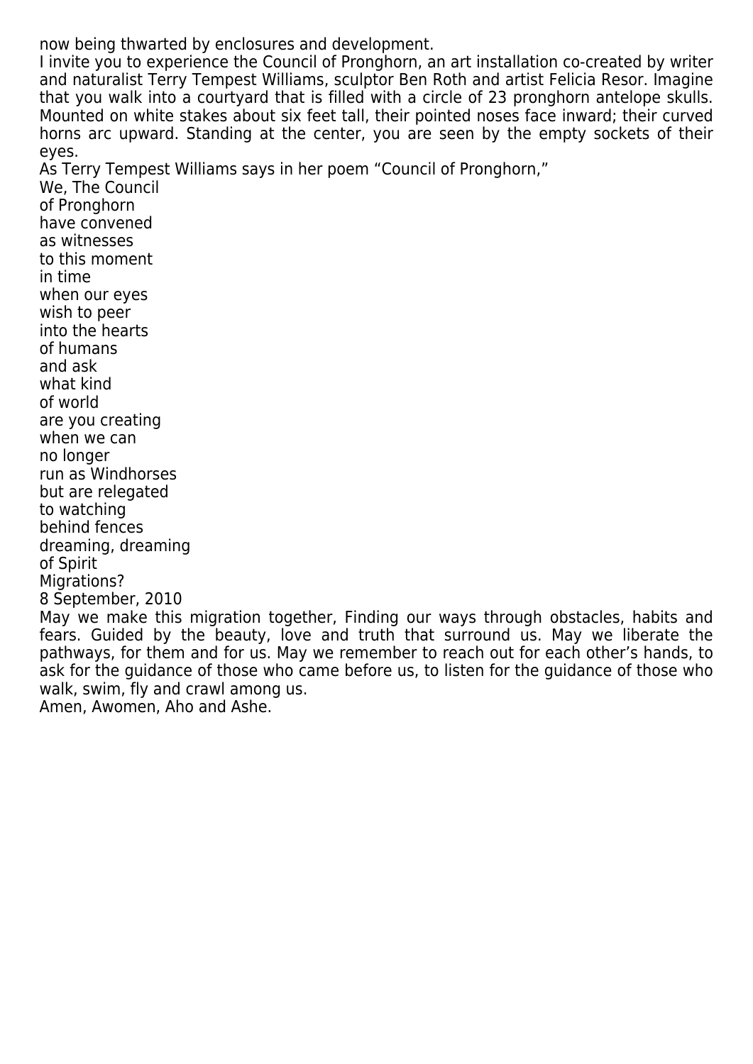now being thwarted by enclosures and development.

I invite you to experience the Council of Pronghorn, an art installation co-created by writer and naturalist Terry Tempest Williams, sculptor Ben Roth and artist Felicia Resor. Imagine that you walk into a courtyard that is filled with a circle of 23 pronghorn antelope skulls. Mounted on white stakes about six feet tall, their pointed noses face inward; their curved horns arc upward. Standing at the center, you are seen by the empty sockets of their eyes.

As Terry Tempest Williams says in her poem "Council of Pronghorn,"

We, The Council  
of Pronghorn  
have convened  
as witnesses  
to this moment  
in time  
when our eyes  
wish to peer  
into the hearts  
of humans  
and ask  
what kind  
of world  
are you creating  
when we can  
no longer  
run as Windhorses  
but are relegated  
to watching  
behind fences  
dreaming, dreaming  
of Spirit  
Migrations?  
8 September, 2010

May we make this migration together, Finding our ways through obstacles, habits and fears. Guided by the beauty, love and truth that surround us. May we liberate the pathways, for them and for us. May we remember to reach out for each other's hands, to ask for the guidance of those who came before us, to listen for the guidance of those who walk, swim, fly and crawl among us.

Amen, Awomen, Aho and Ashe.